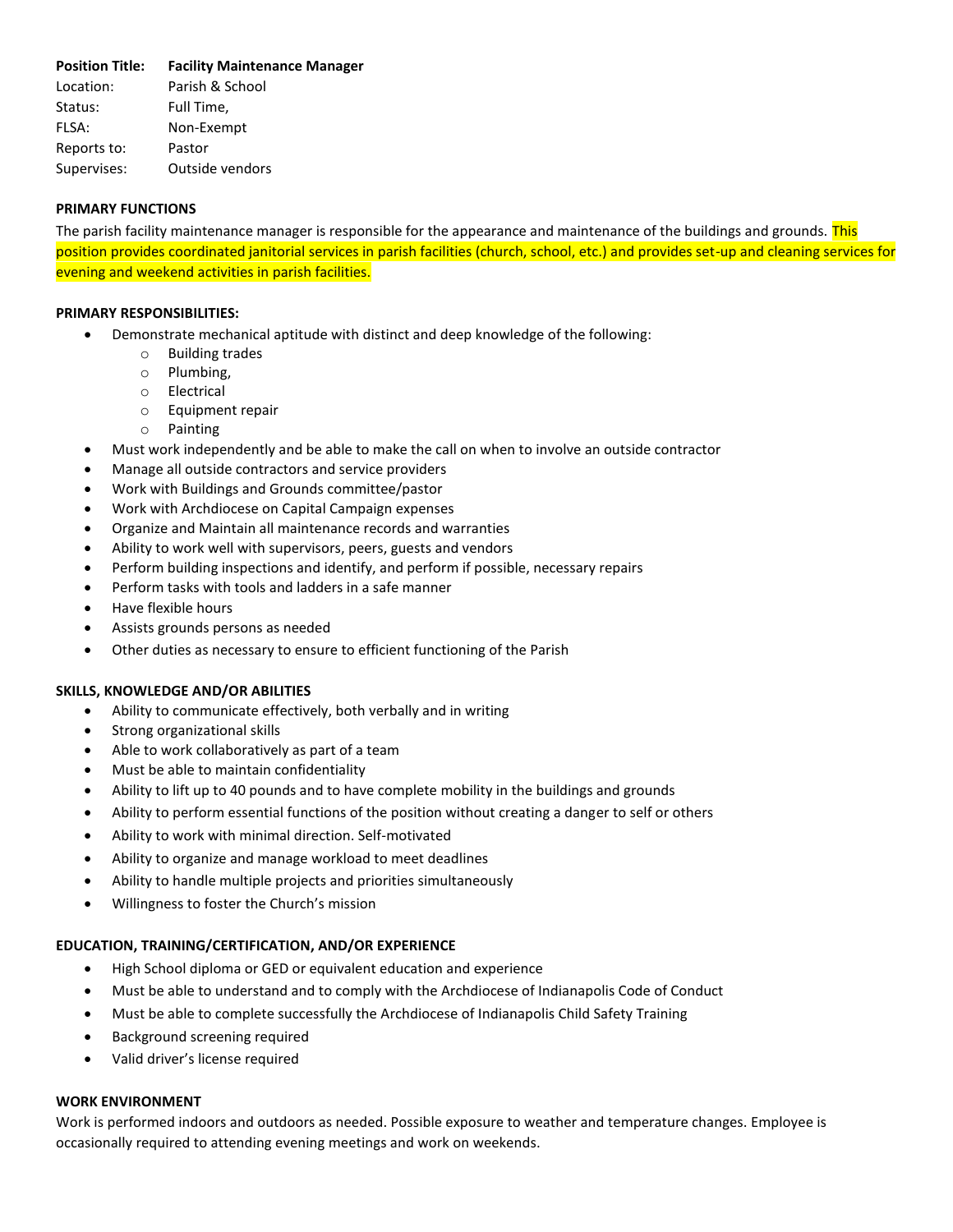**Position Title:** **Facility Maintenance Manager**
Location: Parish & School
Status: Full Time,
FLSA: Non-Exempt
Reports to: Pastor
Supervises: Outside vendors

**PRIMARY FUNCTIONS**

The parish facility maintenance manager is responsible for the appearance and maintenance of the buildings and grounds. This position provides coordinated janitorial services in parish facilities (church, school, etc.) and provides set-up and cleaning services for evening and weekend activities in parish facilities.

**PRIMARY RESPONSIBILITIES:**

- Demonstrate mechanical aptitude with distinct and deep knowledge of the following:
  - Building trades
  - Plumbing,
  - Electrical
  - Equipment repair
  - Painting
- Must work independently and be able to make the call on when to involve an outside contractor
- Manage all outside contractors and service providers
- Work with Buildings and Grounds committee/pastor
- Work with Archdiocese on Capital Campaign expenses
- Organize and Maintain all maintenance records and warranties
- Ability to work well with supervisors, peers, guests and vendors
- Perform building inspections and identify, and perform if possible, necessary repairs
- Perform tasks with tools and ladders in a safe manner
- Have flexible hours
- Assists grounds persons as needed
- Other duties as necessary to ensure to efficient functioning of the Parish

**SKILLS, KNOWLEDGE AND/OR ABILITIES**

- Ability to communicate effectively, both verbally and in writing
- Strong organizational skills
- Able to work collaboratively as part of a team
- Must be able to maintain confidentiality
- Ability to lift up to 40 pounds and to have complete mobility in the buildings and grounds
- Ability to perform essential functions of the position without creating a danger to self or others
- Ability to work with minimal direction. Self-motivated
- Ability to organize and manage workload to meet deadlines
- Ability to handle multiple projects and priorities simultaneously
- Willingness to foster the Church's mission

**EDUCATION, TRAINING/CERTIFICATION, AND/OR EXPERIENCE**

- High School diploma or GED or equivalent education and experience
- Must be able to understand and to comply with the Archdiocese of Indianapolis Code of Conduct
- Must be able to complete successfully the Archdiocese of Indianapolis Child Safety Training
- Background screening required
- Valid driver's license required

**WORK ENVIRONMENT**

Work is performed indoors and outdoors as needed. Possible exposure to weather and temperature changes. Employee is occasionally required to attending evening meetings and work on weekends.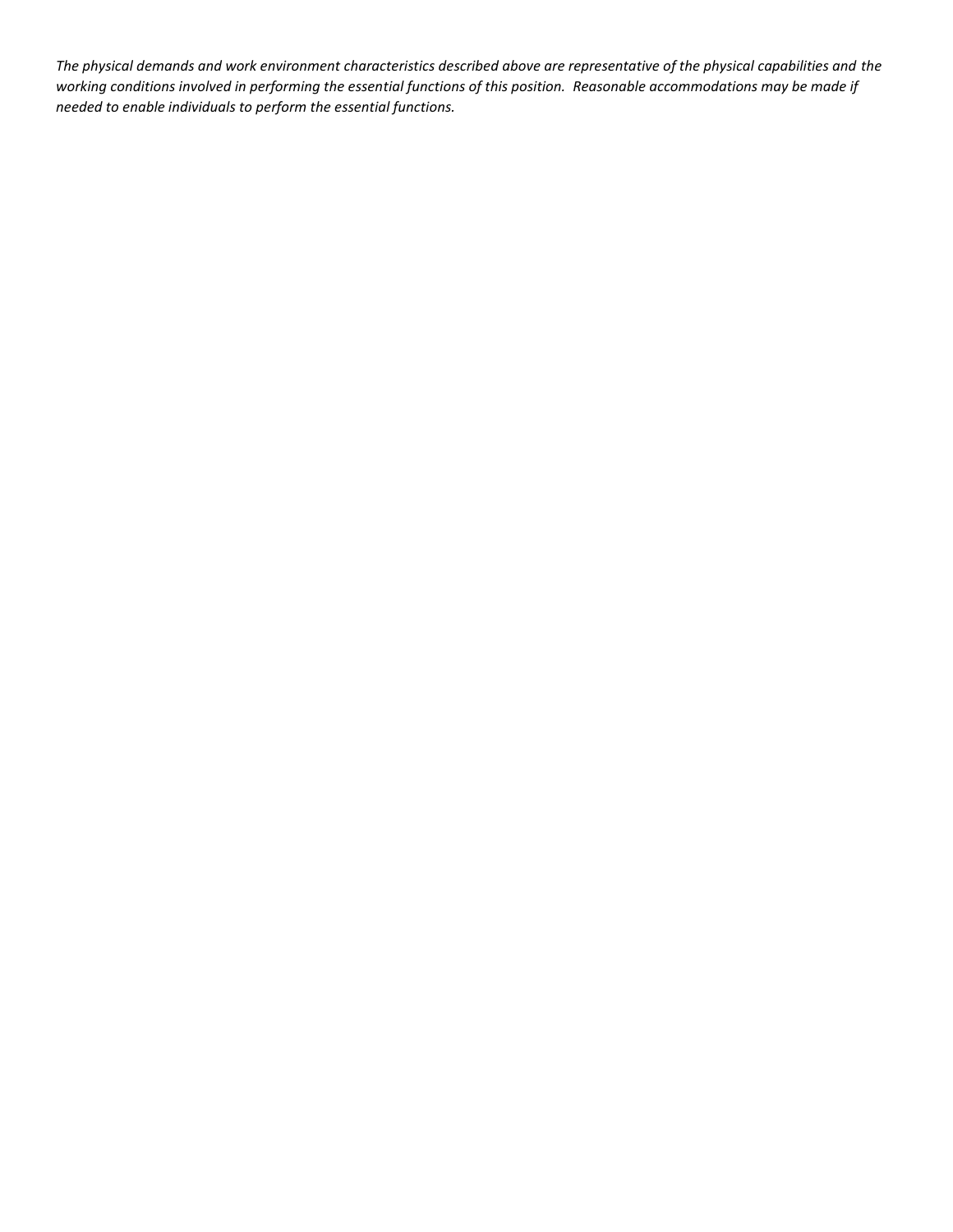*The physical demands and work environment characteristics described above are representative of the physical capabilities and the working conditions involved in performing the essential functions of this position. Reasonable accommodations may be made if needed to enable individuals to perform the essential functions.*